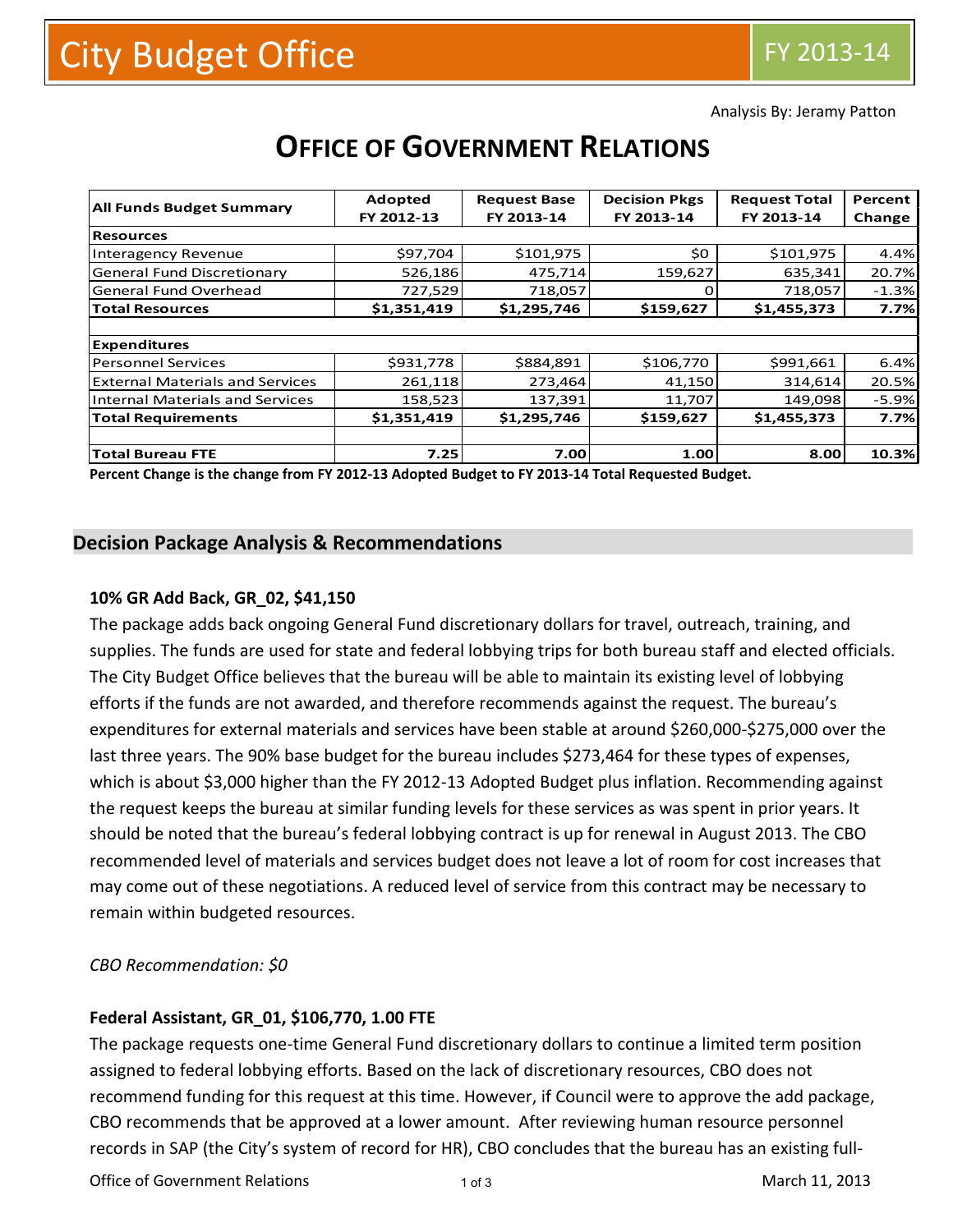City Budget Office

FY 2013-14

Analysis By: Jeramy Patton

# OFFICE OF GOVERNMENT RELATIONS

| All Funds Budget Summary | Adopted FY 2012-13 | Request Base FY 2013-14 | Decision Pkgs FY 2013-14 | Request Total FY 2013-14 | Percent Change |
|---|---|---|---|---|---|
| **Resources** | | | | | |
| Interagency Revenue | $97,704 | $101,975 | $0 | $101,975 | 4.4% |
| General Fund Discretionary | 526,186 | 475,714 | 159,627 | 635,341 | 20.7% |
| General Fund Overhead | 727,529 | 718,057 | 0 | 718,057 | -1.3% |
| **Total Resources** | **$1,351,419** | **$1,295,746** | **$159,627** | **$1,455,373** | **7.7%** |
| | | | | | |
| **Expenditures** | | | | | |
| Personnel Services | $931,778 | $884,891 | $106,770 | $991,661 | 6.4% |
| External Materials and Services | 261,118 | 273,464 | 41,150 | 314,614 | 20.5% |
| Internal Materials and Services | 158,523 | 137,391 | 11,707 | 149,098 | -5.9% |
| **Total Requirements** | **$1,351,419** | **$1,295,746** | **$159,627** | **$1,455,373** | **7.7%** |
| | | | | | |
| **Total Bureau FTE** | **7.25** | **7.00** | **1.00** | **8.00** | **10.3%** |

**Percent Change is the change from FY 2012-13 Adopted Budget to FY 2013-14 Total Requested Budget.**

## Decision Package Analysis & Recommendations

### 10% GR Add Back, GR_02, $41,150

The package adds back ongoing General Fund discretionary dollars for travel, outreach, training, and supplies. The funds are used for state and federal lobbying trips for both bureau staff and elected officials. The City Budget Office believes that the bureau will be able to maintain its existing level of lobbying efforts if the funds are not awarded, and therefore recommends against the request. The bureau's expenditures for external materials and services have been stable at around $260,000-$275,000 over the last three years. The 90% base budget for the bureau includes $273,464 for these types of expenses, which is about $3,000 higher than the FY 2012-13 Adopted Budget plus inflation. Recommending against the request keeps the bureau at similar funding levels for these services as was spent in prior years. It should be noted that the bureau's federal lobbying contract is up for renewal in August 2013. The CBO recommended level of materials and services budget does not leave a lot of room for cost increases that may come out of these negotiations. A reduced level of service from this contract may be necessary to remain within budgeted resources.

*CBO Recommendation: $0*

### Federal Assistant, GR_01, $106,770, 1.00 FTE

The package requests one-time General Fund discretionary dollars to continue a limited term position assigned to federal lobbying efforts. Based on the lack of discretionary resources, CBO does not recommend funding for this request at this time. However, if Council were to approve the add package, CBO recommends that be approved at a lower amount. After reviewing human resource personnel records in SAP (the City's system of record for HR), CBO concludes that the bureau has an existing full-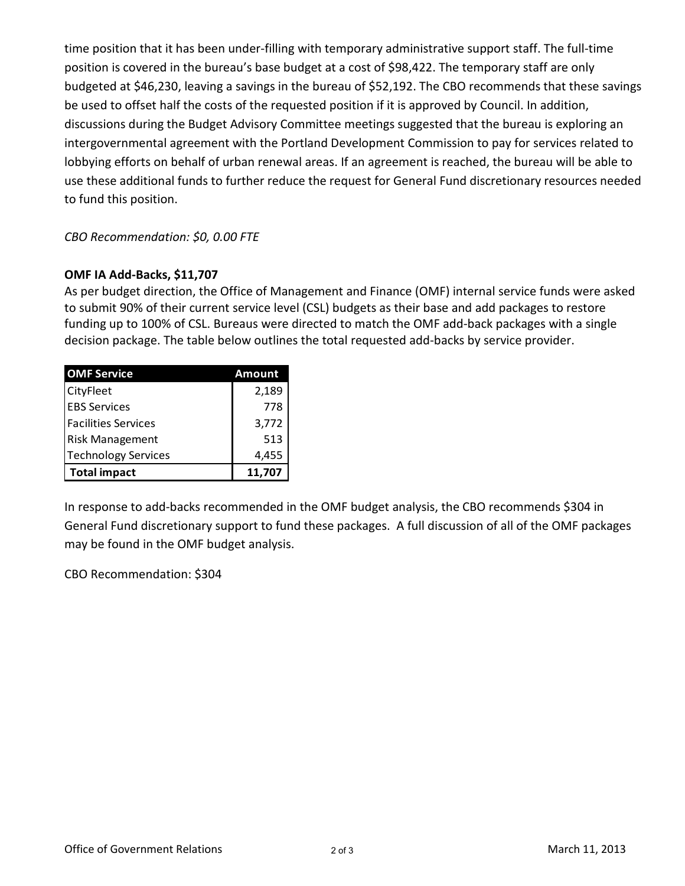time position that it has been under-filling with temporary administrative support staff. The full-time position is covered in the bureau's base budget at a cost of $98,422. The temporary staff are only budgeted at $46,230, leaving a savings in the bureau of $52,192. The CBO recommends that these savings be used to offset half the costs of the requested position if it is approved by Council. In addition, discussions during the Budget Advisory Committee meetings suggested that the bureau is exploring an intergovernmental agreement with the Portland Development Commission to pay for services related to lobbying efforts on behalf of urban renewal areas. If an agreement is reached, the bureau will be able to use these additional funds to further reduce the request for General Fund discretionary resources needed to fund this position.

*CBO Recommendation: $0, 0.00 FTE*

**OMF IA Add-Backs, $11,707**

As per budget direction, the Office of Management and Finance (OMF) internal service funds were asked to submit 90% of their current service level (CSL) budgets as their base and add packages to restore funding up to 100% of CSL. Bureaus were directed to match the OMF add-back packages with a single decision package. The table below outlines the total requested add-backs by service provider.

| OMF Service | Amount |
|---|---|
| CityFleet | 2,189 |
| EBS Services | 778 |
| Facilities Services | 3,772 |
| Risk Management | 513 |
| Technology Services | 4,455 |
| **Total impact** | **11,707** |

In response to add-backs recommended in the OMF budget analysis, the CBO recommends $304 in General Fund discretionary support to fund these packages. A full discussion of all of the OMF packages may be found in the OMF budget analysis.

CBO Recommendation: $304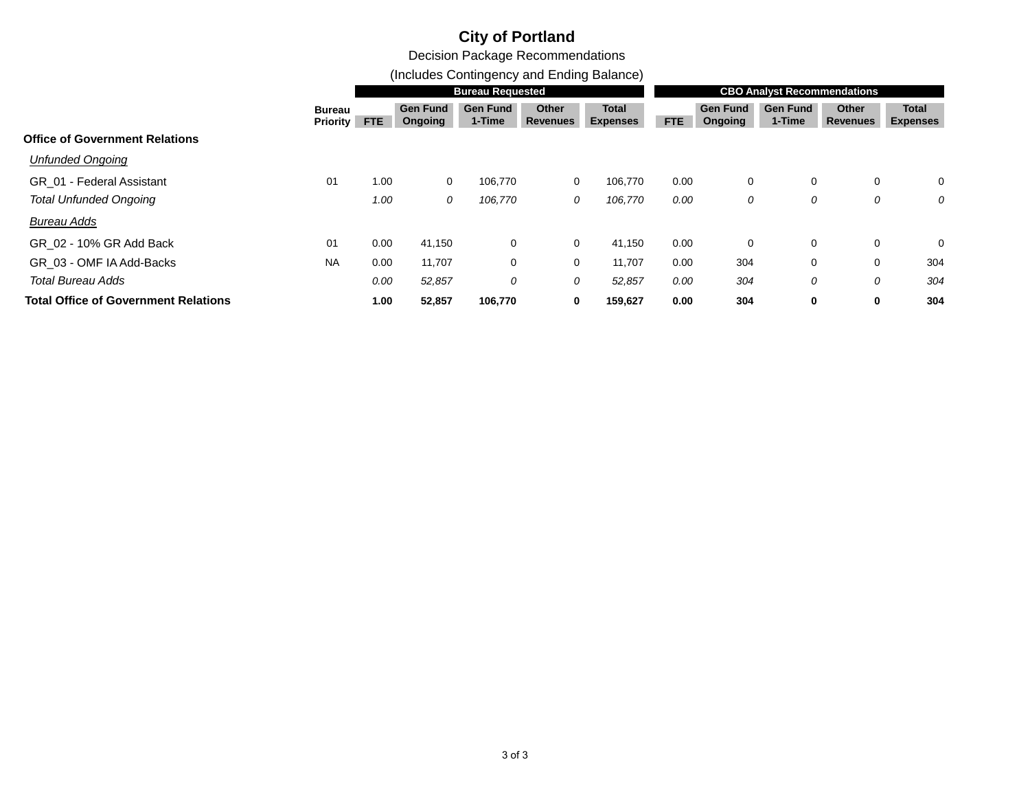# City of Portland

Decision Package Recommendations

(Includes Contingency and Ending Balance)

| | | Bureau Requested | | | | | CBO Analyst Recommendations | | | | |
|---|---|---|---|---|---|---|---|---|---|---|---|
| | Bureau Priority | FTE | Gen Fund Ongoing | Gen Fund 1-Time | Other Revenues | Total Expenses | FTE | Gen Fund Ongoing | Gen Fund 1-Time | Other Revenues | Total Expenses |
| **Office of Government Relations** | | | | | | | | | | | |
| *Unfunded Ongoing* | | | | | | | | | | | |
| GR_01 - Federal Assistant | 01 | 1.00 | 0 | 106,770 | 0 | 106,770 | 0.00 | 0 | 0 | 0 | 0 |
| *Total Unfunded Ongoing* | | *1.00* | *0* | *106,770* | *0* | *106,770* | *0.00* | *0* | *0* | *0* | *0* |
| *Bureau Adds* | | | | | | | | | | | |
| GR_02 - 10% GR Add Back | 01 | 0.00 | 41,150 | 0 | 0 | 41,150 | 0.00 | 0 | 0 | 0 | 0 |
| GR_03 - OMF IA Add-Backs | NA | 0.00 | 11,707 | 0 | 0 | 11,707 | 0.00 | 304 | 0 | 0 | 304 |
| *Total Bureau Adds* | | *0.00* | *52,857* | *0* | *0* | *52,857* | *0.00* | *304* | *0* | *0* | *304* |
| **Total Office of Government Relations** | | **1.00** | **52,857** | **106,770** | **0** | **159,627** | **0.00** | **304** | **0** | **0** | **304** |